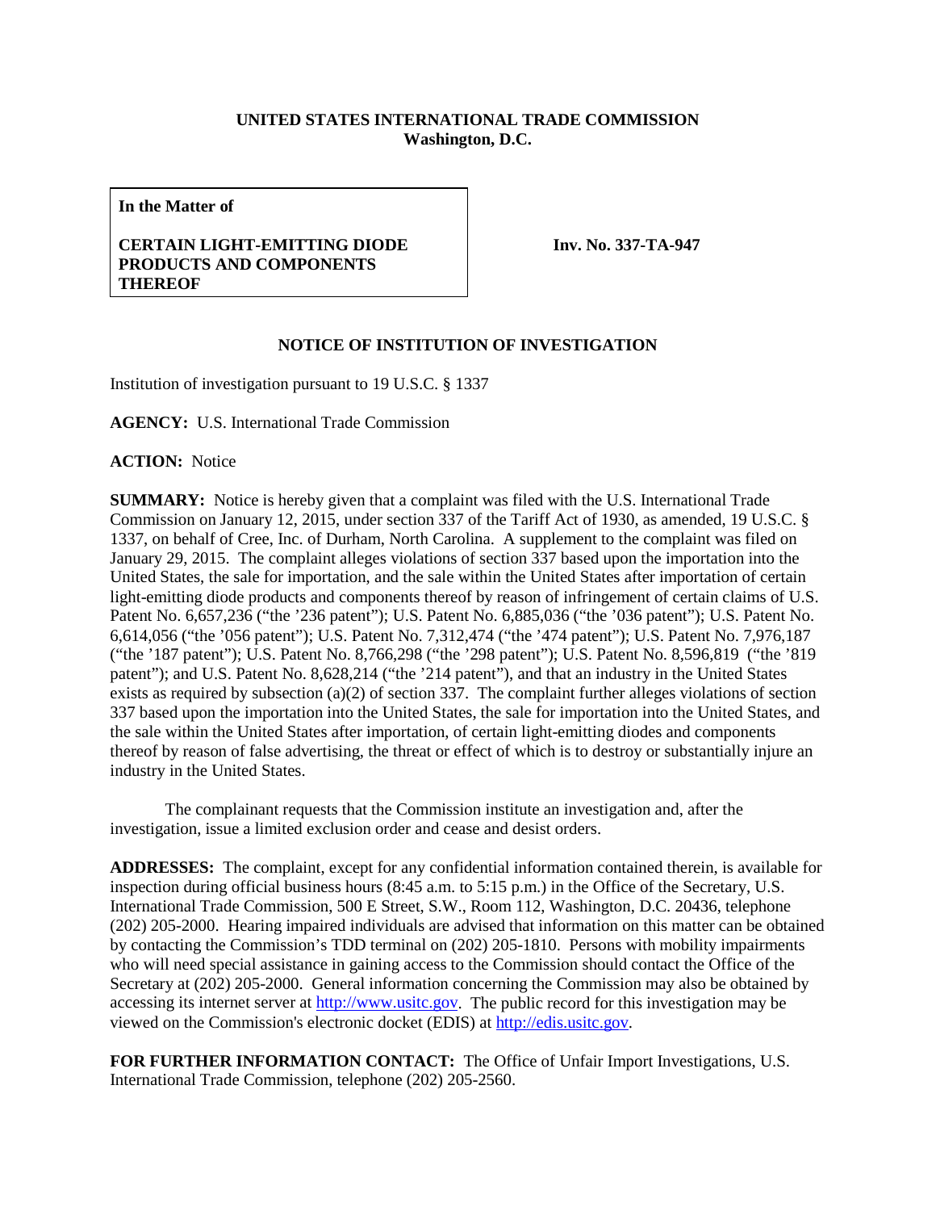**UNITED STATES INTERNATIONAL TRADE COMMISSION**
**Washington, D.C.**

| **In the Matter of** **CERTAIN LIGHT-EMITTING DIODE PRODUCTS AND COMPONENTS THEREOF** | **Inv. No. 337-TA-947** |
|---|---|

**NOTICE OF INSTITUTION OF INVESTIGATION**

Institution of investigation pursuant to 19 U.S.C. § 1337

**AGENCY:** U.S. International Trade Commission

**ACTION:** Notice

**SUMMARY:** Notice is hereby given that a complaint was filed with the U.S. International Trade Commission on January 12, 2015, under section 337 of the Tariff Act of 1930, as amended, 19 U.S.C. § 1337, on behalf of Cree, Inc. of Durham, North Carolina. A supplement to the complaint was filed on January 29, 2015. The complaint alleges violations of section 337 based upon the importation into the United States, the sale for importation, and the sale within the United States after importation of certain light-emitting diode products and components thereof by reason of infringement of certain claims of U.S. Patent No. 6,657,236 ("the '236 patent"); U.S. Patent No. 6,885,036 ("the '036 patent"); U.S. Patent No. 6,614,056 ("the '056 patent"); U.S. Patent No. 7,312,474 ("the '474 patent"); U.S. Patent No. 7,976,187 ("the '187 patent"); U.S. Patent No. 8,766,298 ("the '298 patent"); U.S. Patent No. 8,596,819 ("the '819 patent"); and U.S. Patent No. 8,628,214 ("the '214 patent"), and that an industry in the United States exists as required by subsection (a)(2) of section 337. The complaint further alleges violations of section 337 based upon the importation into the United States, the sale for importation into the United States, and the sale within the United States after importation, of certain light-emitting diodes and components thereof by reason of false advertising, the threat or effect of which is to destroy or substantially injure an industry in the United States.

The complainant requests that the Commission institute an investigation and, after the investigation, issue a limited exclusion order and cease and desist orders.

**ADDRESSES:** The complaint, except for any confidential information contained therein, is available for inspection during official business hours (8:45 a.m. to 5:15 p.m.) in the Office of the Secretary, U.S. International Trade Commission, 500 E Street, S.W., Room 112, Washington, D.C. 20436, telephone (202) 205-2000. Hearing impaired individuals are advised that information on this matter can be obtained by contacting the Commission's TDD terminal on (202) 205-1810. Persons with mobility impairments who will need special assistance in gaining access to the Commission should contact the Office of the Secretary at (202) 205-2000. General information concerning the Commission may also be obtained by accessing its internet server at http://www.usitc.gov. The public record for this investigation may be viewed on the Commission's electronic docket (EDIS) at http://edis.usitc.gov.

**FOR FURTHER INFORMATION CONTACT:** The Office of Unfair Import Investigations, U.S. International Trade Commission, telephone (202) 205-2560.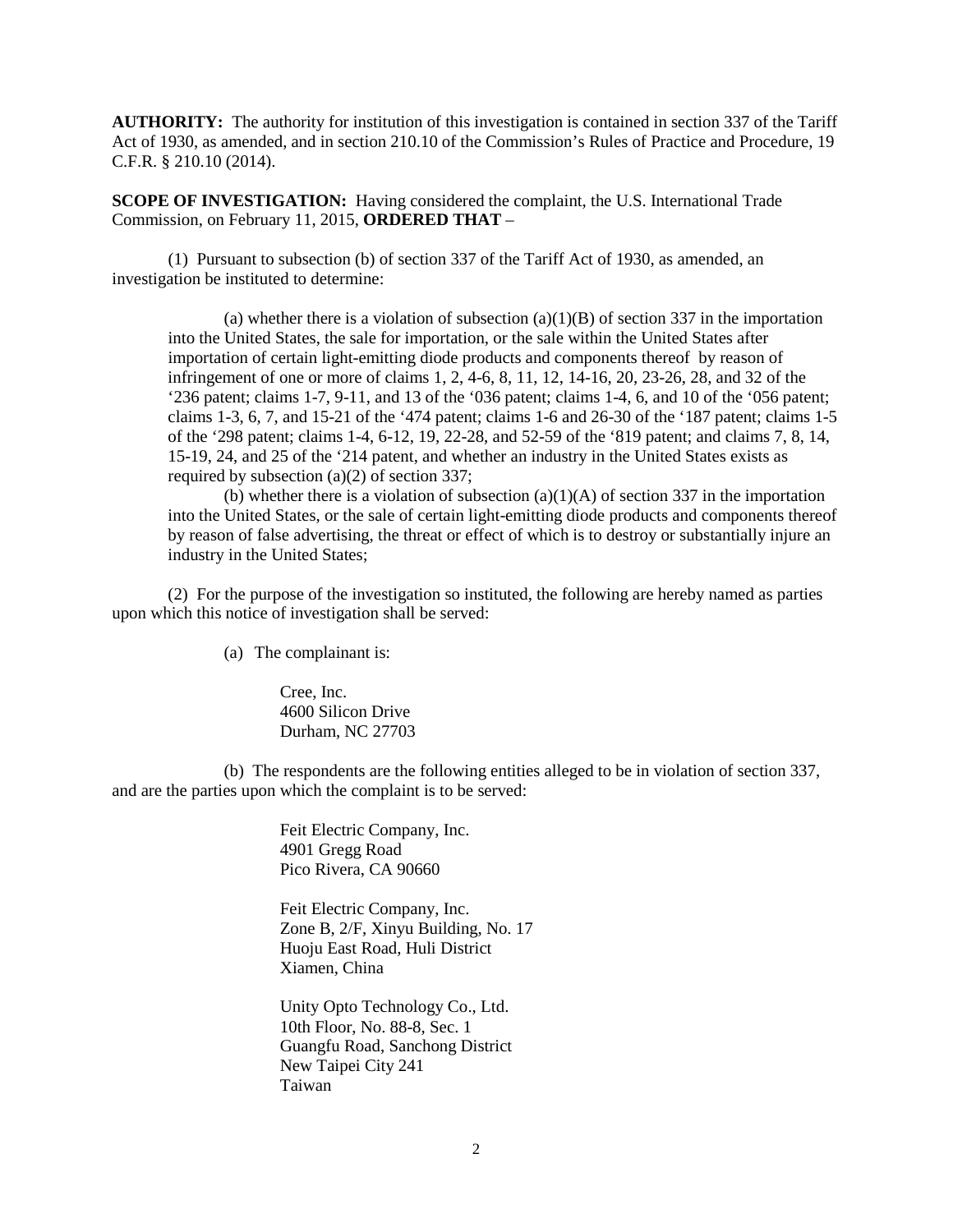**AUTHORITY:** The authority for institution of this investigation is contained in section 337 of the Tariff Act of 1930, as amended, and in section 210.10 of the Commission's Rules of Practice and Procedure, 19 C.F.R. § 210.10 (2014).

**SCOPE OF INVESTIGATION:** Having considered the complaint, the U.S. International Trade Commission, on February 11, 2015, **ORDERED THAT** –

(1) Pursuant to subsection (b) of section 337 of the Tariff Act of 1930, as amended, an investigation be instituted to determine:

> (a) whether there is a violation of subsection (a)(1)(B) of section 337 in the importation into the United States, the sale for importation, or the sale within the United States after importation of certain light-emitting diode products and components thereof by reason of infringement of one or more of claims 1, 2, 4-6, 8, 11, 12, 14-16, 20, 23-26, 28, and 32 of the '236 patent; claims 1-7, 9-11, and 13 of the '036 patent; claims 1-4, 6, and 10 of the '056 patent; claims 1-3, 6, 7, and 15-21 of the '474 patent; claims 1-6 and 26-30 of the '187 patent; claims 1-5 of the '298 patent; claims 1-4, 6-12, 19, 22-28, and 52-59 of the '819 patent; and claims 7, 8, 14, 15-19, 24, and 25 of the '214 patent, and whether an industry in the United States exists as required by subsection (a)(2) of section 337;
>
> (b) whether there is a violation of subsection (a)(1)(A) of section 337 in the importation into the United States, or the sale of certain light-emitting diode products and components thereof by reason of false advertising, the threat or effect of which is to destroy or substantially injure an industry in the United States;

(2) For the purpose of the investigation so instituted, the following are hereby named as parties upon which this notice of investigation shall be served:

(a) The complainant is:

Cree, Inc.
4600 Silicon Drive
Durham, NC 27703

(b) The respondents are the following entities alleged to be in violation of section 337, and are the parties upon which the complaint is to be served:

Feit Electric Company, Inc.
4901 Gregg Road
Pico Rivera, CA 90660

Feit Electric Company, Inc.
Zone B, 2/F, Xinyu Building, No. 17
Huoju East Road, Huli District
Xiamen, China

Unity Opto Technology Co., Ltd.
10th Floor, No. 88-8, Sec. 1
Guangfu Road, Sanchong District
New Taipei City 241
Taiwan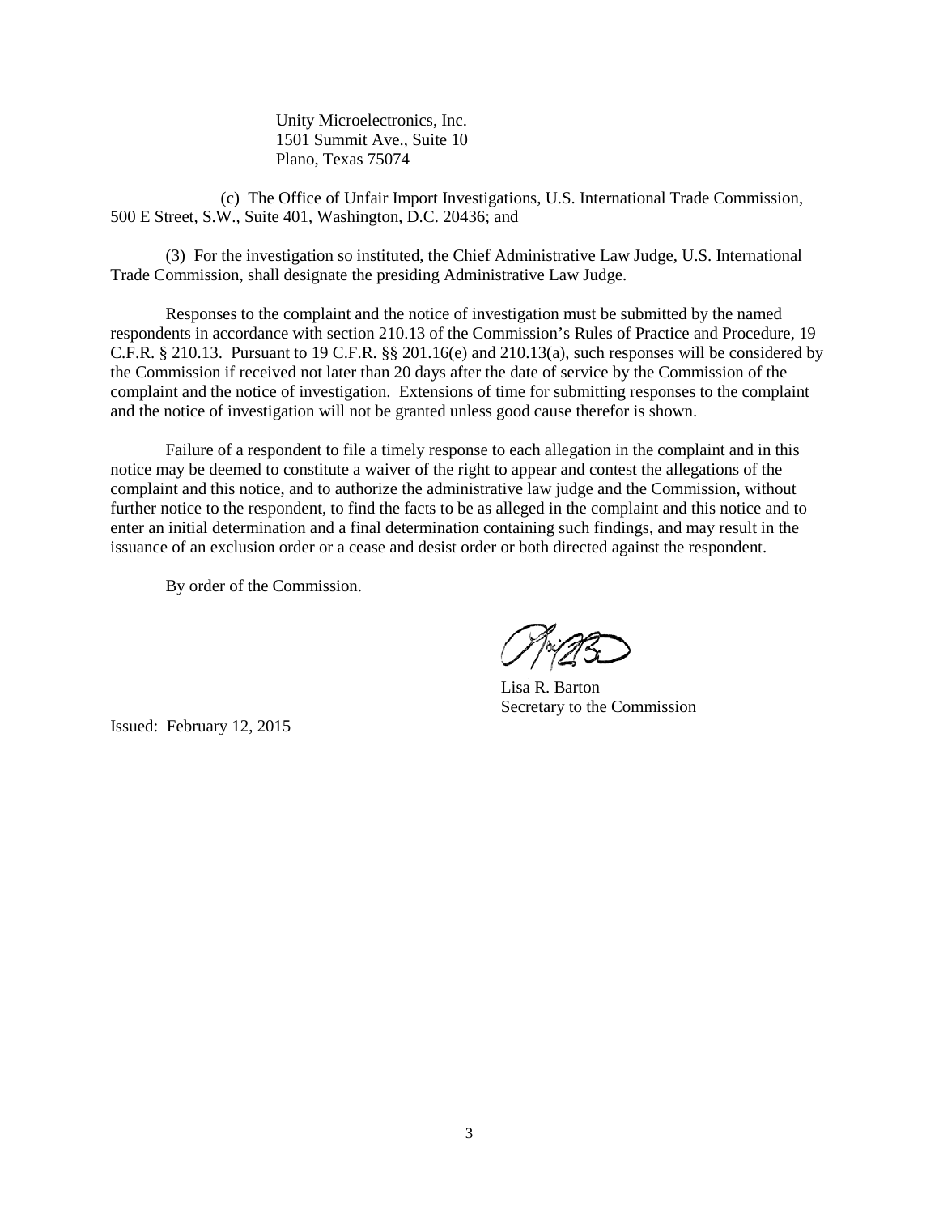Unity Microelectronics, Inc.
1501 Summit Ave., Suite 10
Plano, Texas 75074

(c) The Office of Unfair Import Investigations, U.S. International Trade Commission, 500 E Street, S.W., Suite 401, Washington, D.C. 20436; and

(3) For the investigation so instituted, the Chief Administrative Law Judge, U.S. International Trade Commission, shall designate the presiding Administrative Law Judge.

Responses to the complaint and the notice of investigation must be submitted by the named respondents in accordance with section 210.13 of the Commission's Rules of Practice and Procedure, 19 C.F.R. § 210.13. Pursuant to 19 C.F.R. §§ 201.16(e) and 210.13(a), such responses will be considered by the Commission if received not later than 20 days after the date of service by the Commission of the complaint and the notice of investigation. Extensions of time for submitting responses to the complaint and the notice of investigation will not be granted unless good cause therefor is shown.

Failure of a respondent to file a timely response to each allegation in the complaint and in this notice may be deemed to constitute a waiver of the right to appear and contest the allegations of the complaint and this notice, and to authorize the administrative law judge and the Commission, without further notice to the respondent, to find the facts to be as alleged in the complaint and this notice and to enter an initial determination and a final determination containing such findings, and may result in the issuance of an exclusion order or a cease and desist order or both directed against the respondent.

By order of the Commission.

Lisa R. Barton
Secretary to the Commission

Issued: February 12, 2015